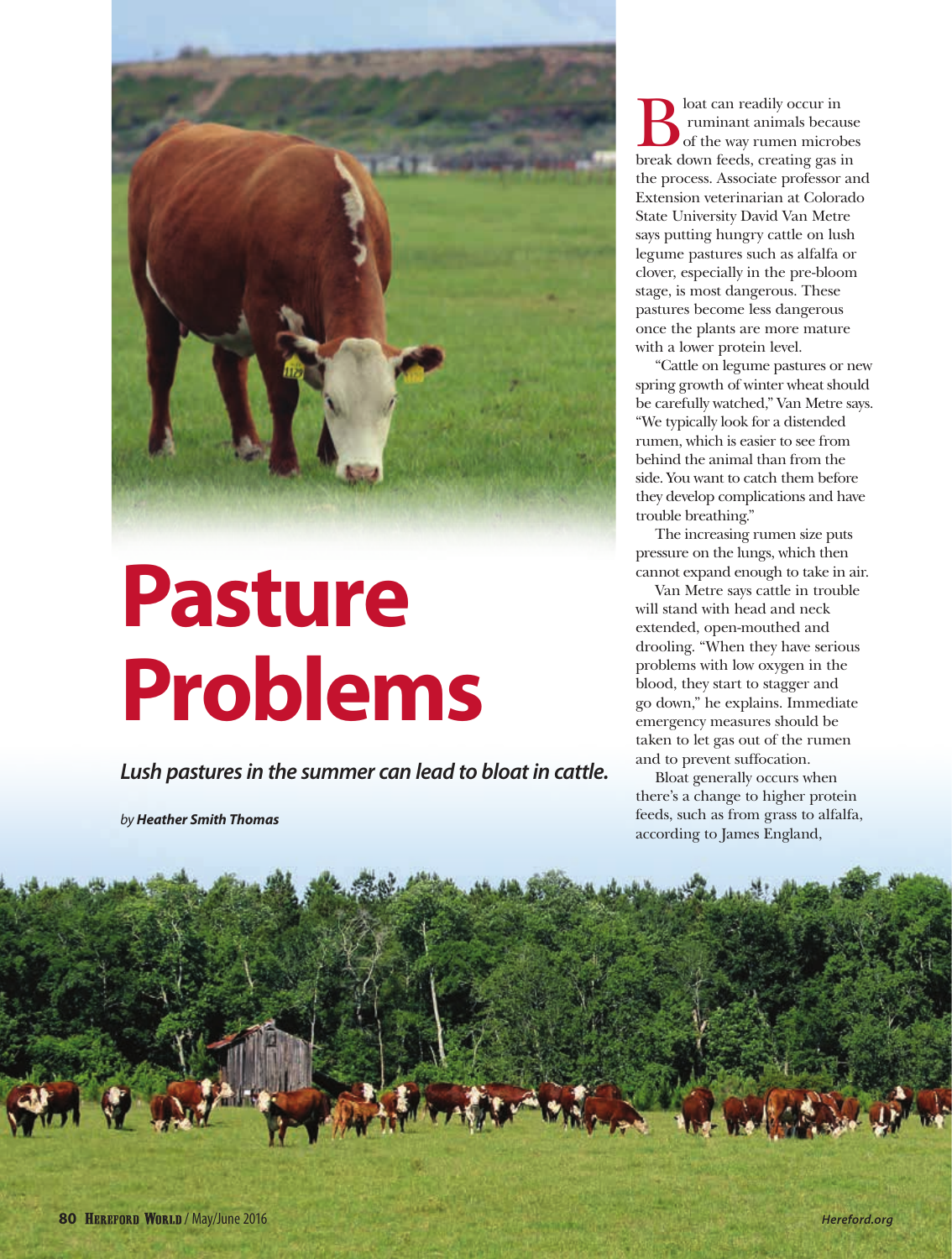# Pasture Problems

***Lush pastures in the summer can lead to bloat in cattle.***

*by* ***Heather Smith Thomas***

Bloat can readily occur in ruminant animals because of the way rumen microbes break down feeds, creating gas in the process. Associate professor and Extension veterinarian at Colorado State University David Van Metre says putting hungry cattle on lush legume pastures such as alfalfa or clover, especially in the pre-bloom stage, is most dangerous. These pastures become less dangerous once the plants are more mature with a lower protein level.

"Cattle on legume pastures or new spring growth of winter wheat should be carefully watched," Van Metre says. "We typically look for a distended rumen, which is easier to see from behind the animal than from the side. You want to catch them before they develop complications and have trouble breathing."

The increasing rumen size puts pressure on the lungs, which then cannot expand enough to take in air.

Van Metre says cattle in trouble will stand with head and neck extended, open-mouthed and drooling. "When they have serious problems with low oxygen in the blood, they start to stagger and go down," he explains. Immediate emergency measures should be taken to let gas out of the rumen and to prevent suffocation.

Bloat generally occurs when there's a change to higher protein feeds, such as from grass to alfalfa, according to James England,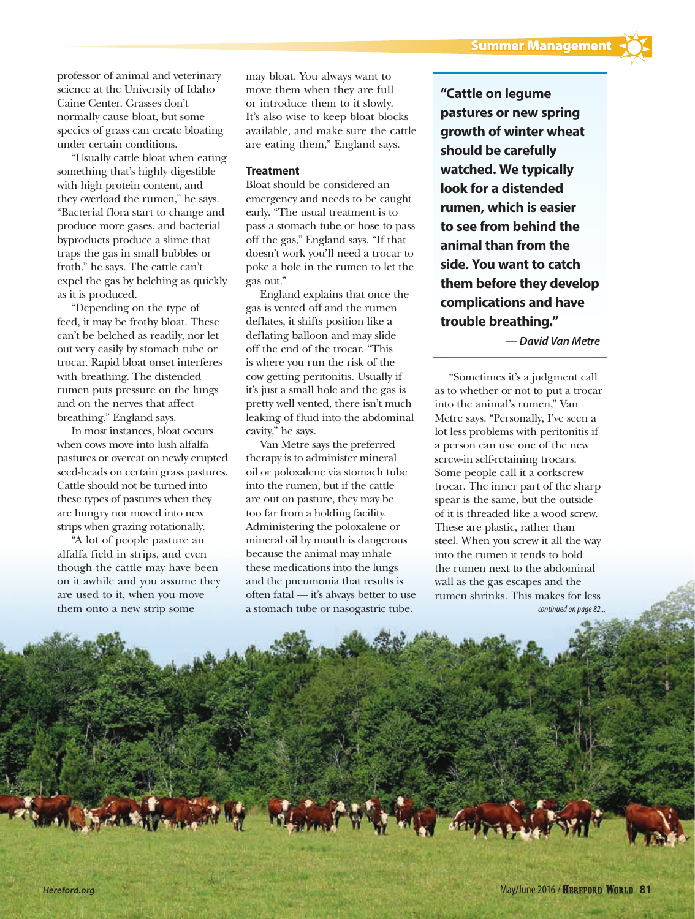professor of animal and veterinary science at the University of Idaho Caine Center. Grasses don't normally cause bloat, but some species of grass can create bloating under certain conditions.

"Usually cattle bloat when eating something that's highly digestible with high protein content, and they overload the rumen," he says. "Bacterial flora start to change and produce more gases, and bacterial byproducts produce a slime that traps the gas in small bubbles or froth," he says. The cattle can't expel the gas by belching as quickly as it is produced.

"Depending on the type of feed, it may be frothy bloat. These can't be belched as readily, nor let out very easily by stomach tube or trocar. Rapid bloat onset interferes with breathing. The distended rumen puts pressure on the lungs and on the nerves that affect breathing," England says.

In most instances, bloat occurs when cows move into lush alfalfa pastures or overeat on newly erupted seed-heads on certain grass pastures. Cattle should not be turned into these types of pastures when they are hungry nor moved into new strips when grazing rotationally.

"A lot of people pasture an alfalfa field in strips, and even though the cattle may have been on it awhile and you assume they are used to it, when you move them onto a new strip some may bloat. You always want to move them when they are full or introduce them to it slowly. It's also wise to keep bloat blocks available, and make sure the cattle are eating them," England says.

### Treatment

Bloat should be considered an emergency and needs to be caught early. "The usual treatment is to pass a stomach tube or hose to pass off the gas," England says. "If that doesn't work you'll need a trocar to poke a hole in the rumen to let the gas out."

England explains that once the gas is vented off and the rumen deflates, it shifts position like a deflating balloon and may slide off the end of the trocar. "This is where you run the risk of the cow getting peritonitis. Usually if it's just a small hole and the gas is pretty well vented, there isn't much leaking of fluid into the abdominal cavity," he says.

Van Metre says the preferred therapy is to administer mineral oil or poloxalene via stomach tube into the rumen, but if the cattle are out on pasture, they may be too far from a holding facility. Administering the poloxalene or mineral oil by mouth is dangerous because the animal may inhale these medications into the lungs and the pneumonia that results is often fatal — it's always better to use a stomach tube or nasogastric tube.

> **"Cattle on legume pastures or new spring growth of winter wheat should be carefully watched. We typically look for a distended rumen, which is easier to see from behind the animal than from the side. You want to catch them before they develop complications and have trouble breathing."**
>
> ***— David Van Metre***

"Sometimes it's a judgment call as to whether or not to put a trocar into the animal's rumen," Van Metre says. "Personally, I've seen a lot less problems with peritonitis if a person can use one of the new screw-in self-retaining trocars. Some people call it a corkscrew trocar. The inner part of the sharp spear is the same, but the outside of it is threaded like a wood screw. These are plastic, rather than steel. When you screw it all the way into the rumen it tends to hold the rumen next to the abdominal wall as the gas escapes and the rumen shrinks. This makes for less

*continued on page 82...*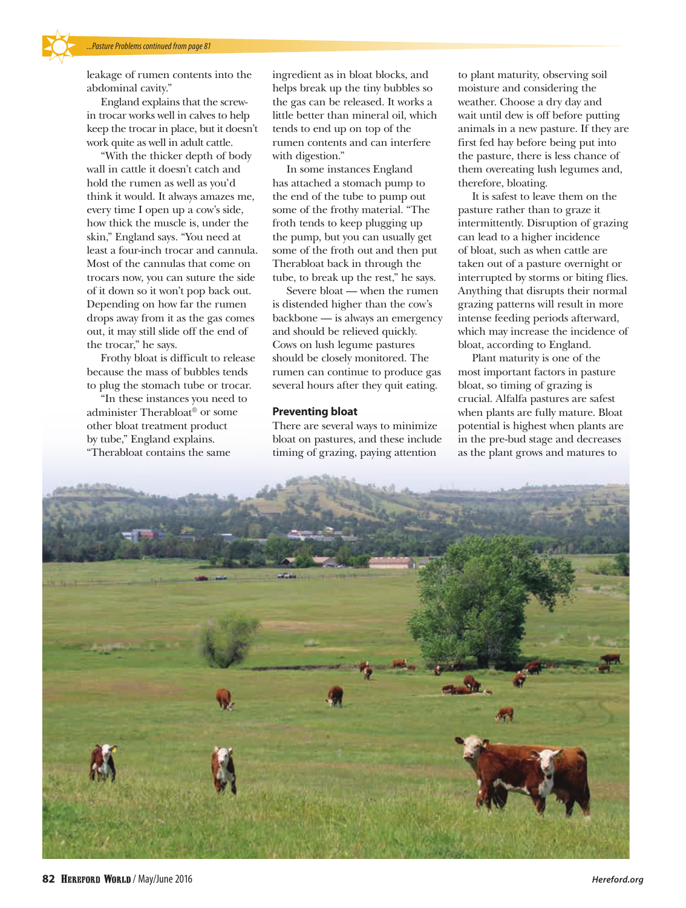leakage of rumen contents into the abdominal cavity."

England explains that the screw-in trocar works well in calves to help keep the trocar in place, but it doesn't work quite as well in adult cattle.

"With the thicker depth of body wall in cattle it doesn't catch and hold the rumen as well as you'd think it would. It always amazes me, every time I open up a cow's side, how thick the muscle is, under the skin," England says. "You need at least a four-inch trocar and cannula. Most of the cannulas that come on trocars now, you can suture the side of it down so it won't pop back out. Depending on how far the rumen drops away from it as the gas comes out, it may still slide off the end of the trocar," he says.

Frothy bloat is difficult to release because the mass of bubbles tends to plug the stomach tube or trocar.

"In these instances you need to administer Therabloat® or some other bloat treatment product by tube," England explains. "Therabloat contains the same ingredient as in bloat blocks, and helps break up the tiny bubbles so the gas can be released. It works a little better than mineral oil, which tends to end up on top of the rumen contents and can interfere with digestion."

In some instances England has attached a stomach pump to the end of the tube to pump out some of the frothy material. "The froth tends to keep plugging up the pump, but you can usually get some of the froth out and then put Therabloat back in through the tube, to break up the rest," he says.

Severe bloat — when the rumen is distended higher than the cow's backbone — is always an emergency and should be relieved quickly. Cows on lush legume pastures should be closely monitored. The rumen can continue to produce gas several hours after they quit eating.

### Preventing bloat

There are several ways to minimize bloat on pastures, and these include timing of grazing, paying attention to plant maturity, observing soil moisture and considering the weather. Choose a dry day and wait until dew is off before putting animals in a new pasture. If they are first fed hay before being put into the pasture, there is less chance of them overeating lush legumes and, therefore, bloating.

It is safest to leave them on the pasture rather than to graze it intermittently. Disruption of grazing can lead to a higher incidence of bloat, such as when cattle are taken out of a pasture overnight or interrupted by storms or biting flies. Anything that disrupts their normal grazing patterns will result in more intense feeding periods afterward, which may increase the incidence of bloat, according to England.

Plant maturity is one of the most important factors in pasture bloat, so timing of grazing is crucial. Alfalfa pastures are safest when plants are fully mature. Bloat potential is highest when plants are in the pre-bud stage and decreases as the plant grows and matures to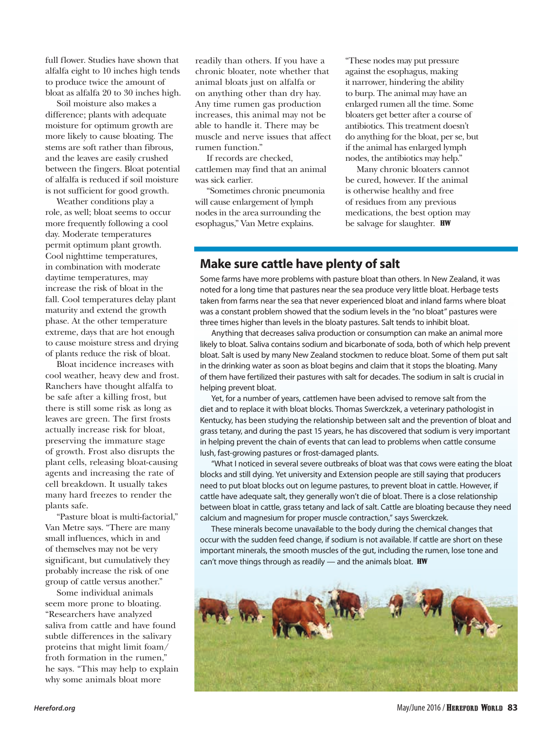full flower. Studies have shown that alfalfa eight to 10 inches high tends to produce twice the amount of bloat as alfalfa 20 to 30 inches high.

Soil moisture also makes a difference; plants with adequate moisture for optimum growth are more likely to cause bloating. The stems are soft rather than fibrous, and the leaves are easily crushed between the fingers. Bloat potential of alfalfa is reduced if soil moisture is not sufficient for good growth.

Weather conditions play a role, as well; bloat seems to occur more frequently following a cool day. Moderate temperatures permit optimum plant growth. Cool nighttime temperatures, in combination with moderate daytime temperatures, may increase the risk of bloat in the fall. Cool temperatures delay plant maturity and extend the growth phase. At the other temperature extreme, days that are hot enough to cause moisture stress and drying of plants reduce the risk of bloat.

Bloat incidence increases with cool weather, heavy dew and frost. Ranchers have thought alfalfa to be safe after a killing frost, but there is still some risk as long as leaves are green. The first frosts actually increase risk for bloat, preserving the immature stage of growth. Frost also disrupts the plant cells, releasing bloat-causing agents and increasing the rate of cell breakdown. It usually takes many hard freezes to render the plants safe.

"Pasture bloat is multi-factorial," Van Metre says. "There are many small influences, which in and of themselves may not be very significant, but cumulatively they probably increase the risk of one group of cattle versus another."

Some individual animals seem more prone to bloating. "Researchers have analyzed saliva from cattle and have found subtle differences in the salivary proteins that might limit foam/froth formation in the rumen," he says. "This may help to explain why some animals bloat more readily than others. If you have a chronic bloater, note whether that animal bloats just on alfalfa or on anything other than dry hay. Any time rumen gas production increases, this animal may not be able to handle it. There may be muscle and nerve issues that affect rumen function."

If records are checked, cattlemen may find that an animal was sick earlier.

"Sometimes chronic pneumonia will cause enlargement of lymph nodes in the area surrounding the esophagus," Van Metre explains. "These nodes may put pressure against the esophagus, making it narrower, hindering the ability to burp. The animal may have an enlarged rumen all the time. Some bloaters get better after a course of antibiotics. This treatment doesn't do anything for the bloat, per se, but if the animal has enlarged lymph nodes, the antibiotics may help."

Many chronic bloaters cannot be cured, however. If the animal is otherwise healthy and free of residues from any previous medications, the best option may be salvage for slaughter. **HW**

## Make sure cattle have plenty of salt

Some farms have more problems with pasture bloat than others. In New Zealand, it was noted for a long time that pastures near the sea produce very little bloat. Herbage tests taken from farms near the sea that never experienced bloat and inland farms where bloat was a constant problem showed that the sodium levels in the "no bloat" pastures were three times higher than levels in the bloaty pastures. Salt tends to inhibit bloat.

Anything that decreases saliva production or consumption can make an animal more likely to bloat. Saliva contains sodium and bicarbonate of soda, both of which help prevent bloat. Salt is used by many New Zealand stockmen to reduce bloat. Some of them put salt in the drinking water as soon as bloat begins and claim that it stops the bloating. Many of them have fertilized their pastures with salt for decades. The sodium in salt is crucial in helping prevent bloat.

Yet, for a number of years, cattlemen have been advised to remove salt from the diet and to replace it with bloat blocks. Thomas Swerczek, a veterinary pathologist in Kentucky, has been studying the relationship between salt and the prevention of bloat and grass tetany, and during the past 15 years, he has discovered that sodium is very important in helping prevent the chain of events that can lead to problems when cattle consume lush, fast-growing pastures or frost-damaged plants.

"What I noticed in several severe outbreaks of bloat was that cows were eating the bloat blocks and still dying. Yet university and Extension people are still saying that producers need to put bloat blocks out on legume pastures, to prevent bloat in cattle. However, if cattle have adequate salt, they generally won't die of bloat. There is a close relationship between bloat in cattle, grass tetany and lack of salt. Cattle are bloating because they need calcium and magnesium for proper muscle contraction," says Swerczek.

These minerals become unavailable to the body during the chemical changes that occur with the sudden feed change, if sodium is not available. If cattle are short on these important minerals, the smooth muscles of the gut, including the rumen, lose tone and can't move things through as readily — and the animals bloat. **HW**